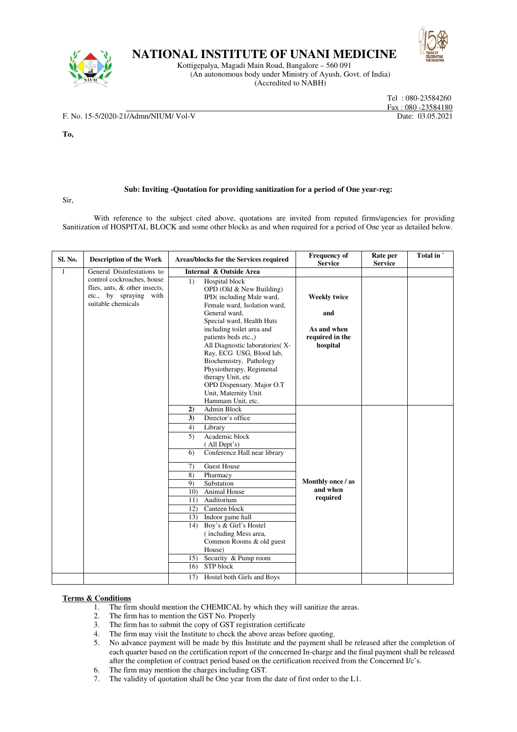# NATIONAL INSTITUTE OF UNANI MEDICINE

Kottigepalya, Magadi Main Road, Bangalore – 560 091
(An autonomous body under Ministry of Ayush, Govt. of India)
(Accredited to NABH)

Tel : 080-23584260
Fax : 080 -23584180

F. No. 15-5/2020-21/Admn/NIUM/ Vol-V

Date: 03.05.2021

**To,**

**Sub: Inviting -Quotation for providing sanitization for a period of One year-reg:**

Sir,

With reference to the subject cited above, quotations are invited from reputed firms/agencies for providing Sanitization of HOSPITAL BLOCK and some other blocks as and when required for a period of One year as detailed below.

| Sl. No. | Description of the Work | Areas/blocks for the Services required | Frequency of Service | Rate per Service | Total in ` |
|---|---|---|---|---|---|
| 1 | General Disinfestations to control cockroaches, house flies, ants, & other insects, etc., by spraying with suitable chemicals | **Internal & Outside Area** | | | |
| | | 1) Hospital block OPD (Old & New Building) IPD( including Male ward, Female ward, Isolation ward, General ward, Special ward, Health Huts including toilet area and patients beds etc.,) All Diagnostic laboratories( X-Ray, ECG USG, Blood lab, Biochemistry, Pathology Physiotherapy, Regimenal therapy Unit, etc OPD Dispensary. Major O.T Unit, Maternity Unit Hammam Unit, etc. | **Weekly twice and As and when required in the hospital** | | |
| | | **2)** Admin Block | **Monthly once / as and when required** | | |
| | | **3)** Director's office | | | |
| | | 4) Library | | | |
| | | 5) Academic block ( All Dept's) | | | |
| | | 6) Conference Hall near library | | | |
| | | 7) Guest House | | | |
| | | 8) Pharmacy | | | |
| | | 9) Substation | | | |
| | | 10) Animal House | | | |
| | | 11) Auditorium | | | |
| | | 12) Canteen block | | | |
| | | 13) Indoor game hall | | | |
| | | 14) Boy's & Girl's Hostel ( including Mess area, Common Rooms & old guest House) | | | |
| | | 15) Security & Pump room | | | |
| | | 16) STP block | | | |
| | | 17) Hostel both Girls and Boys | | | |

**Terms & Conditions**

1. The firm should mention the CHEMICAL by which they will sanitize the areas.
2. The firm has to mention the GST No. Properly
3. The firm has to submit the copy of GST registration certificate
4. The firm may visit the Institute to check the above areas before quoting.
5. No advance payment will be made by this Institute and the payment shall be released after the completion of each quarter based on the certification report of the concerned In-charge and the final payment shall be released after the completion of contract period based on the certification received from the Concerned I/c's.
6. The firm may mention the charges including GST.
7. The validity of quotation shall be One year from the date of first order to the L1.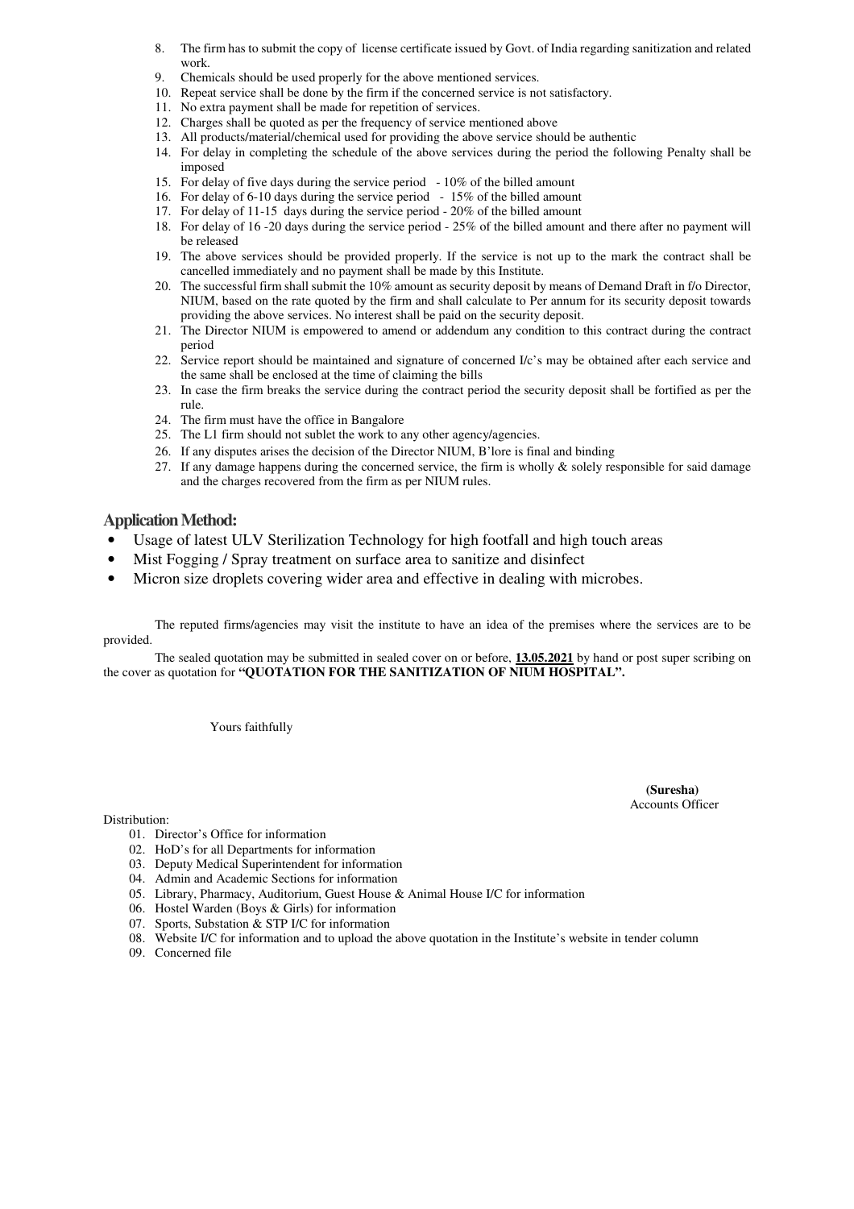8. The firm has to submit the copy of license certificate issued by Govt. of India regarding sanitization and related work.
9. Chemicals should be used properly for the above mentioned services.
10. Repeat service shall be done by the firm if the concerned service is not satisfactory.
11. No extra payment shall be made for repetition of services.
12. Charges shall be quoted as per the frequency of service mentioned above
13. All products/material/chemical used for providing the above service should be authentic
14. For delay in completing the schedule of the above services during the period the following Penalty shall be imposed
15. For delay of five days during the service period - 10% of the billed amount
16. For delay of 6-10 days during the service period - 15% of the billed amount
17. For delay of 11-15 days during the service period - 20% of the billed amount
18. For delay of 16 -20 days during the service period - 25% of the billed amount and there after no payment will be released
19. The above services should be provided properly. If the service is not up to the mark the contract shall be cancelled immediately and no payment shall be made by this Institute.
20. The successful firm shall submit the 10% amount as security deposit by means of Demand Draft in f/o Director, NIUM, based on the rate quoted by the firm and shall calculate to Per annum for its security deposit towards providing the above services. No interest shall be paid on the security deposit.
21. The Director NIUM is empowered to amend or addendum any condition to this contract during the contract period
22. Service report should be maintained and signature of concerned I/c's may be obtained after each service and the same shall be enclosed at the time of claiming the bills
23. In case the firm breaks the service during the contract period the security deposit shall be fortified as per the rule.
24. The firm must have the office in Bangalore
25. The L1 firm should not sublet the work to any other agency/agencies.
26. If any disputes arises the decision of the Director NIUM, B'lore is final and binding
27. If any damage happens during the concerned service, the firm is wholly & solely responsible for said damage and the charges recovered from the firm as per NIUM rules.

## Application Method:

- Usage of latest ULV Sterilization Technology for high footfall and high touch areas
- Mist Fogging / Spray treatment on surface area to sanitize and disinfect
- Micron size droplets covering wider area and effective in dealing with microbes.

The reputed firms/agencies may visit the institute to have an idea of the premises where the services are to be provided.

The sealed quotation may be submitted in sealed cover on or before, **13.05.2021** by hand or post super scribing on the cover as quotation for **"QUOTATION FOR THE SANITIZATION OF NIUM HOSPITAL".**

Yours faithfully

**(Suresha)**
Accounts Officer

Distribution:

01. Director's Office for information
02. HoD's for all Departments for information
03. Deputy Medical Superintendent for information
04. Admin and Academic Sections for information
05. Library, Pharmacy, Auditorium, Guest House & Animal House I/C for information
06. Hostel Warden (Boys & Girls) for information
07. Sports, Substation & STP I/C for information
08. Website I/C for information and to upload the above quotation in the Institute's website in tender column
09. Concerned file